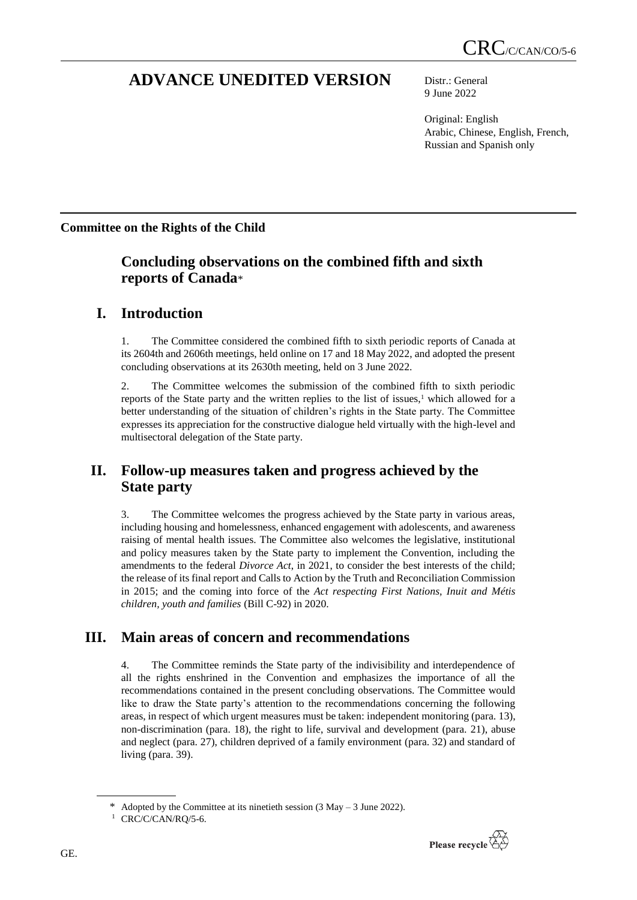CRC/C/CAN/CO/5-6

# ADVANCE UNEDITED VERSION

Distr.: General
9 June 2022

Original: English
Arabic, Chinese, English, French, Russian and Spanish only

**Committee on the Rights of the Child**

## Concluding observations on the combined fifth and sixth reports of Canada*

## I. Introduction

1. The Committee considered the combined fifth to sixth periodic reports of Canada at its 2604th and 2606th meetings, held online on 17 and 18 May 2022, and adopted the present concluding observations at its 2630th meeting, held on 3 June 2022.

2. The Committee welcomes the submission of the combined fifth to sixth periodic reports of the State party and the written replies to the list of issues,[1] which allowed for a better understanding of the situation of children's rights in the State party. The Committee expresses its appreciation for the constructive dialogue held virtually with the high-level and multisectoral delegation of the State party.

## II. Follow-up measures taken and progress achieved by the State party

3. The Committee welcomes the progress achieved by the State party in various areas, including housing and homelessness, enhanced engagement with adolescents, and awareness raising of mental health issues. The Committee also welcomes the legislative, institutional and policy measures taken by the State party to implement the Convention, including the amendments to the federal *Divorce Act*, in 2021, to consider the best interests of the child; the release of its final report and Calls to Action by the Truth and Reconciliation Commission in 2015; and the coming into force of the *Act respecting First Nations, Inuit and Métis children, youth and families* (Bill C-92) in 2020.

## III. Main areas of concern and recommendations

4. The Committee reminds the State party of the indivisibility and interdependence of all the rights enshrined in the Convention and emphasizes the importance of all the recommendations contained in the present concluding observations. The Committee would like to draw the State party's attention to the recommendations concerning the following areas, in respect of which urgent measures must be taken: independent monitoring (para. 13), non-discrimination (para. 18), the right to life, survival and development (para. 21), abuse and neglect (para. 27), children deprived of a family environment (para. 32) and standard of living (para. 39).

---

\* Adopted by the Committee at its ninetieth session (3 May – 3 June 2022).

[1] CRC/C/CAN/RQ/5-6.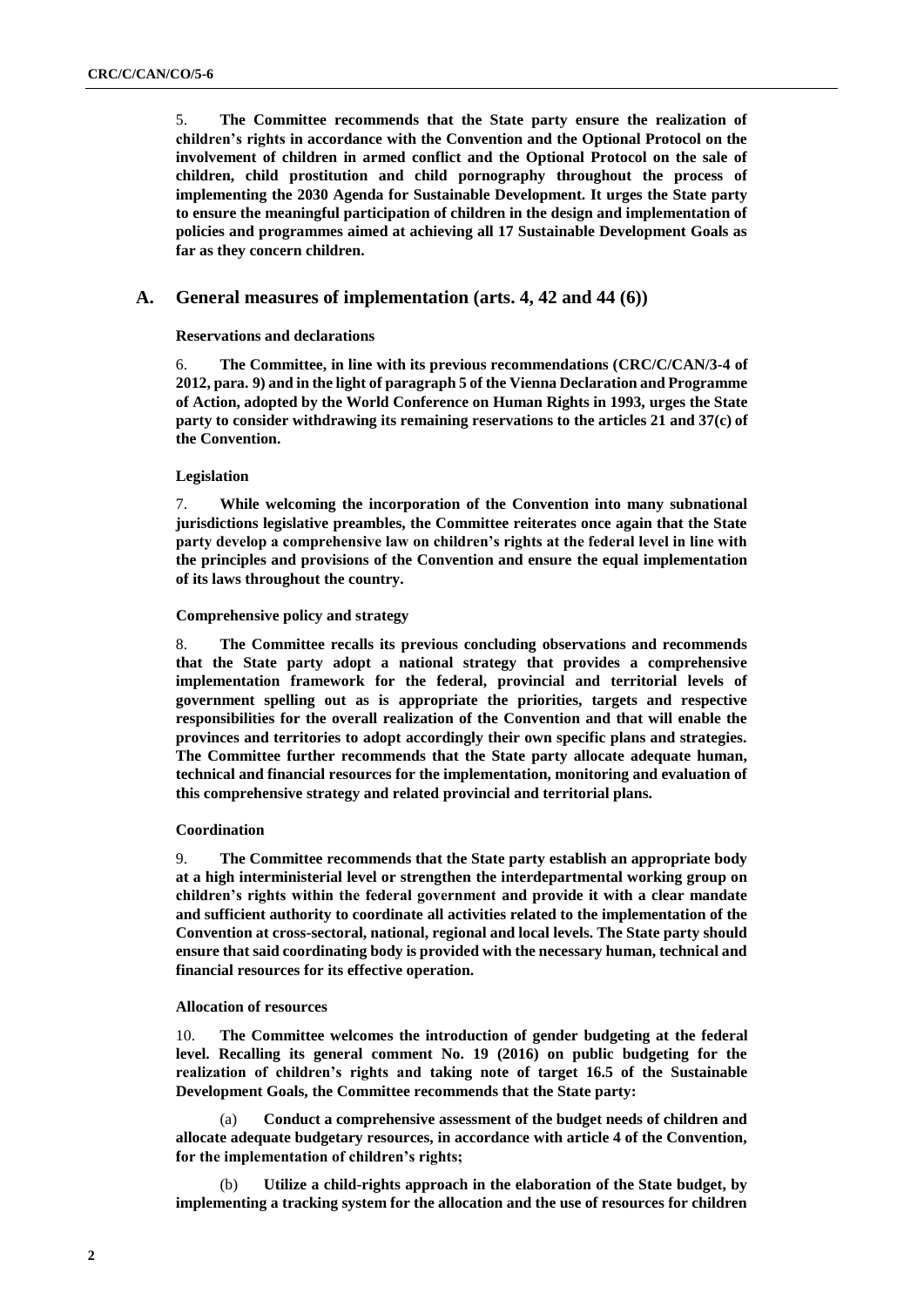5. **The Committee recommends that the State party ensure the realization of children's rights in accordance with the Convention and the Optional Protocol on the involvement of children in armed conflict and the Optional Protocol on the sale of children, child prostitution and child pornography throughout the process of implementing the 2030 Agenda for Sustainable Development. It urges the State party to ensure the meaningful participation of children in the design and implementation of policies and programmes aimed at achieving all 17 Sustainable Development Goals as far as they concern children.**

## A. General measures of implementation (arts. 4, 42 and 44 (6))

### Reservations and declarations

6. **The Committee, in line with its previous recommendations (CRC/C/CAN/3-4 of 2012, para. 9) and in the light of paragraph 5 of the Vienna Declaration and Programme of Action, adopted by the World Conference on Human Rights in 1993, urges the State party to consider withdrawing its remaining reservations to the articles 21 and 37(c) of the Convention.**

### Legislation

7. **While welcoming the incorporation of the Convention into many subnational jurisdictions legislative preambles, the Committee reiterates once again that the State party develop a comprehensive law on children's rights at the federal level in line with the principles and provisions of the Convention and ensure the equal implementation of its laws throughout the country.**

### Comprehensive policy and strategy

8. **The Committee recalls its previous concluding observations and recommends that the State party adopt a national strategy that provides a comprehensive implementation framework for the federal, provincial and territorial levels of government spelling out as is appropriate the priorities, targets and respective responsibilities for the overall realization of the Convention and that will enable the provinces and territories to adopt accordingly their own specific plans and strategies. The Committee further recommends that the State party allocate adequate human, technical and financial resources for the implementation, monitoring and evaluation of this comprehensive strategy and related provincial and territorial plans.**

### Coordination

9. **The Committee recommends that the State party establish an appropriate body at a high interministerial level or strengthen the interdepartmental working group on children's rights within the federal government and provide it with a clear mandate and sufficient authority to coordinate all activities related to the implementation of the Convention at cross-sectoral, national, regional and local levels. The State party should ensure that said coordinating body is provided with the necessary human, technical and financial resources for its effective operation.**

### Allocation of resources

10. **The Committee welcomes the introduction of gender budgeting at the federal level. Recalling its general comment No. 19 (2016) on public budgeting for the realization of children's rights and taking note of target 16.5 of the Sustainable Development Goals, the Committee recommends that the State party:**

(a) **Conduct a comprehensive assessment of the budget needs of children and allocate adequate budgetary resources, in accordance with article 4 of the Convention, for the implementation of children's rights;**

(b) **Utilize a child-rights approach in the elaboration of the State budget, by implementing a tracking system for the allocation and the use of resources for children**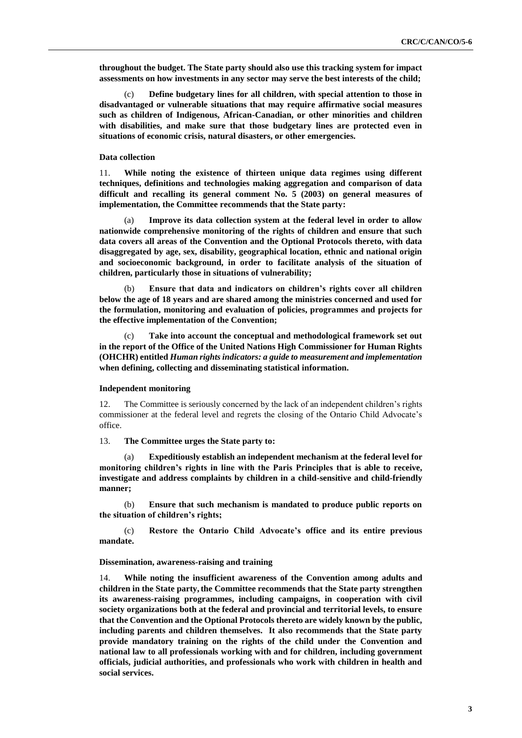**throughout the budget. The State party should also use this tracking system for impact assessments on how investments in any sector may serve the best interests of the child;**

(c) **Define budgetary lines for all children, with special attention to those in disadvantaged or vulnerable situations that may require affirmative social measures such as children of Indigenous, African-Canadian, or other minorities and children with disabilities, and make sure that those budgetary lines are protected even in situations of economic crisis, natural disasters, or other emergencies.**

#### Data collection

11. **While noting the existence of thirteen unique data regimes using different techniques, definitions and technologies making aggregation and comparison of data difficult and recalling its general comment No. 5 (2003) on general measures of implementation, the Committee recommends that the State party:**

(a) **Improve its data collection system at the federal level in order to allow nationwide comprehensive monitoring of the rights of children and ensure that such data covers all areas of the Convention and the Optional Protocols thereto, with data disaggregated by age, sex, disability, geographical location, ethnic and national origin and socioeconomic background, in order to facilitate analysis of the situation of children, particularly those in situations of vulnerability;**

(b) **Ensure that data and indicators on children's rights cover all children below the age of 18 years and are shared among the ministries concerned and used for the formulation, monitoring and evaluation of policies, programmes and projects for the effective implementation of the Convention;**

(c) **Take into account the conceptual and methodological framework set out in the report of the Office of the United Nations High Commissioner for Human Rights (OHCHR) entitled *Human rights indicators: a guide to measurement and implementation* when defining, collecting and disseminating statistical information.**

#### Independent monitoring

12. The Committee is seriously concerned by the lack of an independent children's rights commissioner at the federal level and regrets the closing of the Ontario Child Advocate's office.

13. **The Committee urges the State party to:**

(a) **Expeditiously establish an independent mechanism at the federal level for monitoring children's rights in line with the Paris Principles that is able to receive, investigate and address complaints by children in a child-sensitive and child-friendly manner;**

(b) **Ensure that such mechanism is mandated to produce public reports on the situation of children's rights;**

(c) **Restore the Ontario Child Advocate's office and its entire previous mandate.**

#### Dissemination, awareness-raising and training

14. **While noting the insufficient awareness of the Convention among adults and children in the State party, the Committee recommends that the State party strengthen its awareness-raising programmes, including campaigns, in cooperation with civil society organizations both at the federal and provincial and territorial levels, to ensure that the Convention and the Optional Protocols thereto are widely known by the public, including parents and children themselves. It also recommends that the State party provide mandatory training on the rights of the child under the Convention and national law to all professionals working with and for children, including government officials, judicial authorities, and professionals who work with children in health and social services.**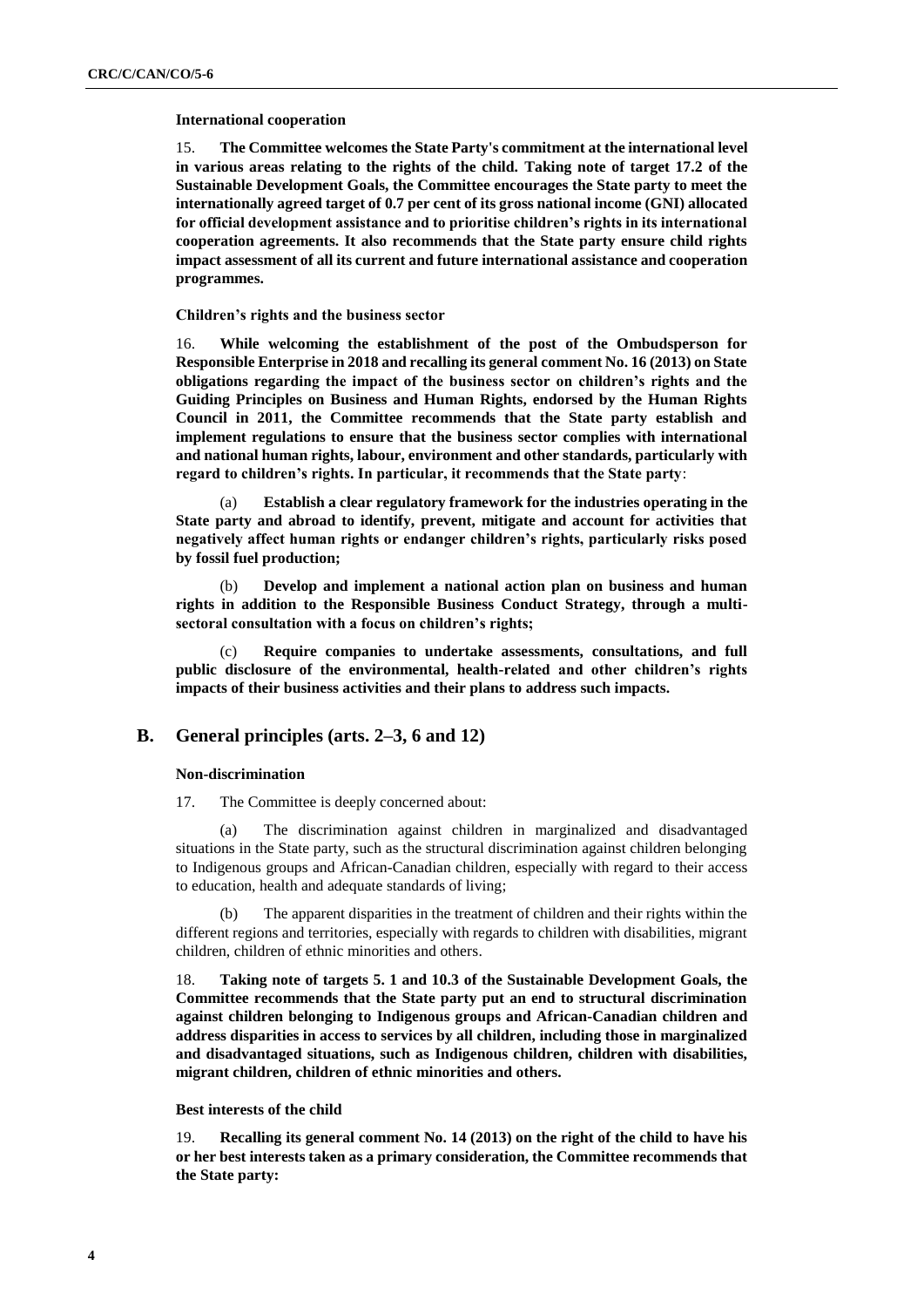**International cooperation**

15. **The Committee welcomes the State Party's commitment at the international level in various areas relating to the rights of the child. Taking note of target 17.2 of the Sustainable Development Goals, the Committee encourages the State party to meet the internationally agreed target of 0.7 per cent of its gross national income (GNI) allocated for official development assistance and to prioritise children's rights in its international cooperation agreements. It also recommends that the State party ensure child rights impact assessment of all its current and future international assistance and cooperation programmes.**

**Children's rights and the business sector**

16. **While welcoming the establishment of the post of the Ombudsperson for Responsible Enterprise in 2018 and recalling its general comment No. 16 (2013) on State obligations regarding the impact of the business sector on children's rights and the Guiding Principles on Business and Human Rights, endorsed by the Human Rights Council in 2011, the Committee recommends that the State party establish and implement regulations to ensure that the business sector complies with international and national human rights, labour, environment and other standards, particularly with regard to children's rights. In particular, it recommends that the State party**:

(a) **Establish a clear regulatory framework for the industries operating in the State party and abroad to identify, prevent, mitigate and account for activities that negatively affect human rights or endanger children's rights, particularly risks posed by fossil fuel production;**

(b) **Develop and implement a national action plan on business and human rights in addition to the Responsible Business Conduct Strategy, through a multi-sectoral consultation with a focus on children's rights;**

(c) **Require companies to undertake assessments, consultations, and full public disclosure of the environmental, health-related and other children's rights impacts of their business activities and their plans to address such impacts.**

## B. General principles (arts. 2–3, 6 and 12)

**Non-discrimination**

17. The Committee is deeply concerned about:

(a) The discrimination against children in marginalized and disadvantaged situations in the State party, such as the structural discrimination against children belonging to Indigenous groups and African-Canadian children, especially with regard to their access to education, health and adequate standards of living;

(b) The apparent disparities in the treatment of children and their rights within the different regions and territories, especially with regards to children with disabilities, migrant children, children of ethnic minorities and others.

18. **Taking note of targets 5. 1 and 10.3 of the Sustainable Development Goals, the Committee recommends that the State party put an end to structural discrimination against children belonging to Indigenous groups and African-Canadian children and address disparities in access to services by all children, including those in marginalized and disadvantaged situations, such as Indigenous children, children with disabilities, migrant children, children of ethnic minorities and others.**

**Best interests of the child**

19. **Recalling its general comment No. 14 (2013) on the right of the child to have his or her best interests taken as a primary consideration, the Committee recommends that the State party:**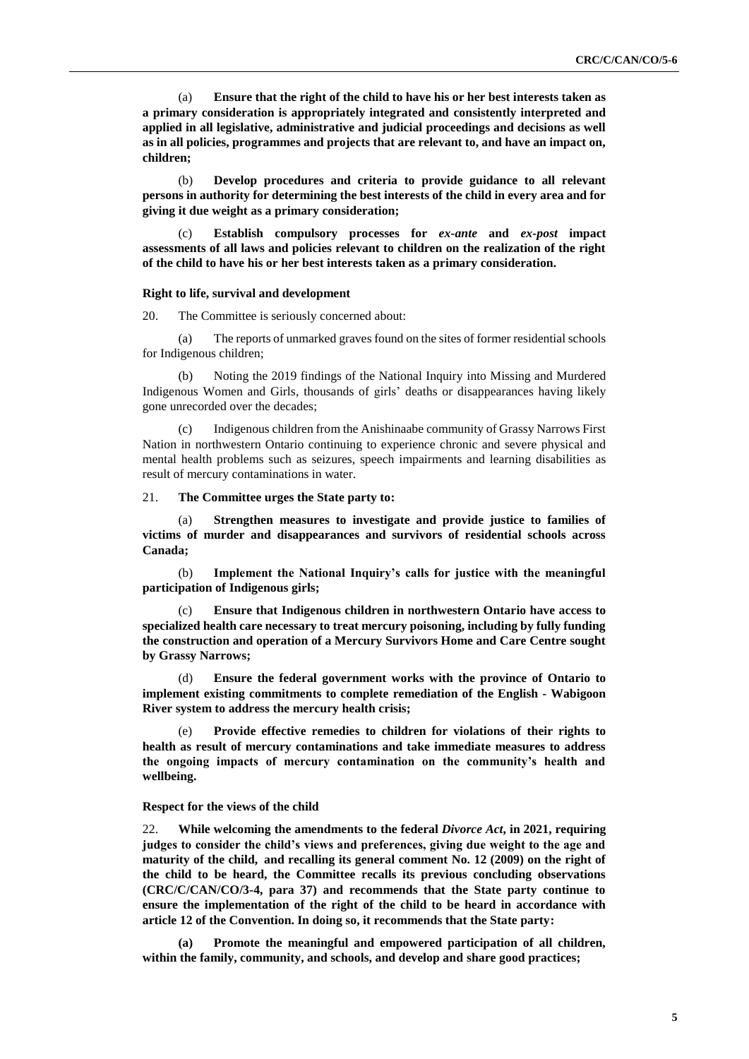(a) **Ensure that the right of the child to have his or her best interests taken as a primary consideration is appropriately integrated and consistently interpreted and applied in all legislative, administrative and judicial proceedings and decisions as well as in all policies, programmes and projects that are relevant to, and have an impact on, children;**

(b) **Develop procedures and criteria to provide guidance to all relevant persons in authority for determining the best interests of the child in every area and for giving it due weight as a primary consideration;**

(c) **Establish compulsory processes for *ex-ante* and *ex-post* impact assessments of all laws and policies relevant to children on the realization of the right of the child to have his or her best interests taken as a primary consideration.**

#### Right to life, survival and development

20. The Committee is seriously concerned about:

(a) The reports of unmarked graves found on the sites of former residential schools for Indigenous children;

(b) Noting the 2019 findings of the National Inquiry into Missing and Murdered Indigenous Women and Girls, thousands of girls' deaths or disappearances having likely gone unrecorded over the decades;

(c) Indigenous children from the Anishinaabe community of Grassy Narrows First Nation in northwestern Ontario continuing to experience chronic and severe physical and mental health problems such as seizures, speech impairments and learning disabilities as result of mercury contaminations in water.

21. **The Committee urges the State party to:**

(a) **Strengthen measures to investigate and provide justice to families of victims of murder and disappearances and survivors of residential schools across Canada;**

(b) **Implement the National Inquiry's calls for justice with the meaningful participation of Indigenous girls;**

(c) **Ensure that Indigenous children in northwestern Ontario have access to specialized health care necessary to treat mercury poisoning, including by fully funding the construction and operation of a Mercury Survivors Home and Care Centre sought by Grassy Narrows;**

(d) **Ensure the federal government works with the province of Ontario to implement existing commitments to complete remediation of the English - Wabigoon River system to address the mercury health crisis;**

(e) **Provide effective remedies to children for violations of their rights to health as result of mercury contaminations and take immediate measures to address the ongoing impacts of mercury contamination on the community's health and wellbeing.**

#### Respect for the views of the child

22. **While welcoming the amendments to the federal *Divorce Act*, in 2021, requiring judges to consider the child's views and preferences, giving due weight to the age and maturity of the child, and recalling its general comment No. 12 (2009) on the right of the child to be heard, the Committee recalls its previous concluding observations (CRC/C/CAN/CO/3-4, para 37) and recommends that the State party continue to ensure the implementation of the right of the child to be heard in accordance with article 12 of the Convention. In doing so, it recommends that the State party:**

**(a) Promote the meaningful and empowered participation of all children, within the family, community, and schools, and develop and share good practices;**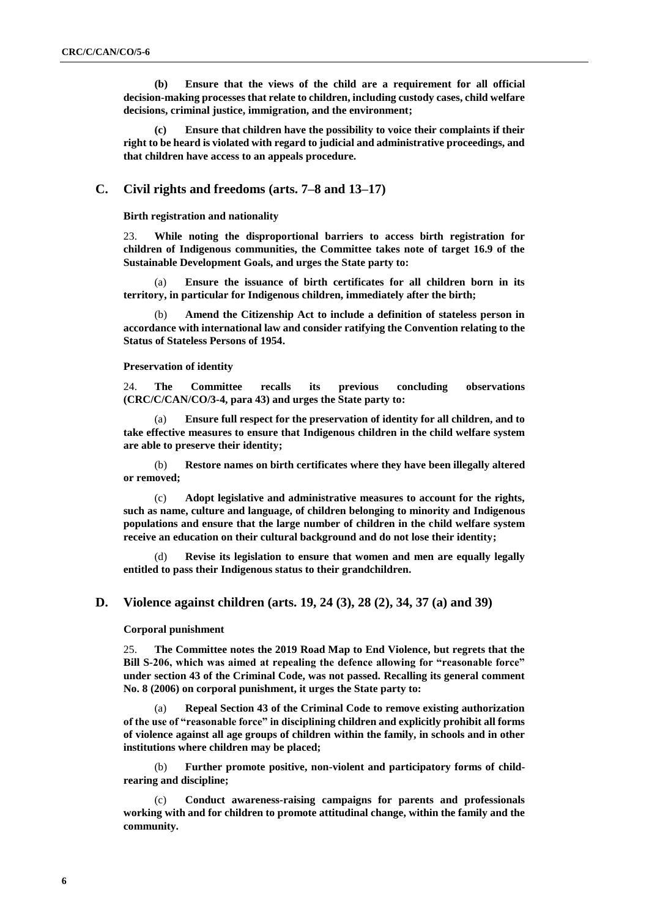**(b) Ensure that the views of the child are a requirement for all official decision-making processes that relate to children, including custody cases, child welfare decisions, criminal justice, immigration, and the environment;**

**(c) Ensure that children have the possibility to voice their complaints if their right to be heard is violated with regard to judicial and administrative proceedings, and that children have access to an appeals procedure.**

## C. Civil rights and freedoms (arts. 7–8 and 13–17)

### Birth registration and nationality

23. **While noting the disproportional barriers to access birth registration for children of Indigenous communities, the Committee takes note of target 16.9 of the Sustainable Development Goals, and urges the State party to:**

(a) **Ensure the issuance of birth certificates for all children born in its territory, in particular for Indigenous children, immediately after the birth;**

(b) **Amend the Citizenship Act to include a definition of stateless person in accordance with international law and consider ratifying the Convention relating to the Status of Stateless Persons of 1954.**

### Preservation of identity

24. **The Committee recalls its previous concluding observations (CRC/C/CAN/CO/3-4, para 43) and urges the State party to:**

(a) **Ensure full respect for the preservation of identity for all children, and to take effective measures to ensure that Indigenous children in the child welfare system are able to preserve their identity;**

(b) **Restore names on birth certificates where they have been illegally altered or removed;**

(c) **Adopt legislative and administrative measures to account for the rights, such as name, culture and language, of children belonging to minority and Indigenous populations and ensure that the large number of children in the child welfare system receive an education on their cultural background and do not lose their identity;**

(d) **Revise its legislation to ensure that women and men are equally legally entitled to pass their Indigenous status to their grandchildren.**

## D. Violence against children (arts. 19, 24 (3), 28 (2), 34, 37 (a) and 39)

### Corporal punishment

25. **The Committee notes the 2019 Road Map to End Violence, but regrets that the Bill S-206, which was aimed at repealing the defence allowing for "reasonable force" under section 43 of the Criminal Code, was not passed. Recalling its general comment No. 8 (2006) on corporal punishment, it urges the State party to:**

(a) **Repeal Section 43 of the Criminal Code to remove existing authorization of the use of "reasonable force" in disciplining children and explicitly prohibit all forms of violence against all age groups of children within the family, in schools and in other institutions where children may be placed;**

(b) **Further promote positive, non-violent and participatory forms of child-rearing and discipline;**

(c) **Conduct awareness-raising campaigns for parents and professionals working with and for children to promote attitudinal change, within the family and the community.**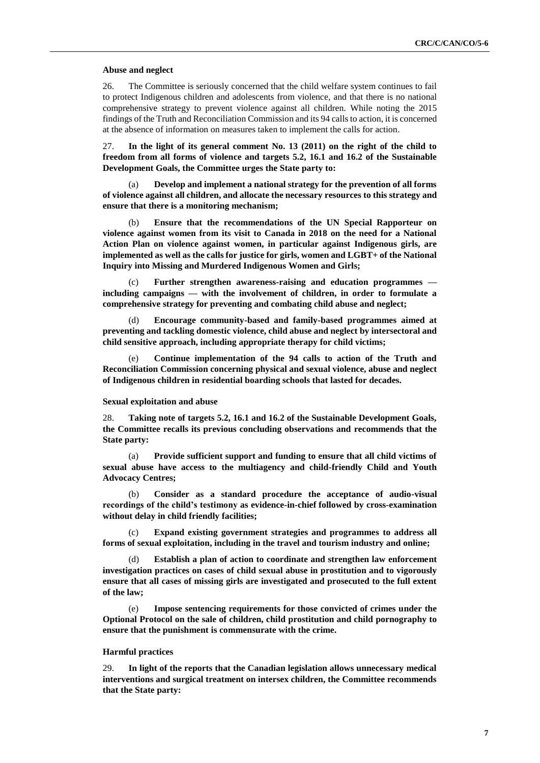**Abuse and neglect**

26. The Committee is seriously concerned that the child welfare system continues to fail to protect Indigenous children and adolescents from violence, and that there is no national comprehensive strategy to prevent violence against all children. While noting the 2015 findings of the Truth and Reconciliation Commission and its 94 calls to action, it is concerned at the absence of information on measures taken to implement the calls for action.

27. **In the light of its general comment No. 13 (2011) on the right of the child to freedom from all forms of violence and targets 5.2, 16.1 and 16.2 of the Sustainable Development Goals, the Committee urges the State party to:**

(a) **Develop and implement a national strategy for the prevention of all forms of violence against all children, and allocate the necessary resources to this strategy and ensure that there is a monitoring mechanism;**

(b) **Ensure that the recommendations of the UN Special Rapporteur on violence against women from its visit to Canada in 2018 on the need for a National Action Plan on violence against women, in particular against Indigenous girls, are implemented as well as the calls for justice for girls, women and LGBT+ of the National Inquiry into Missing and Murdered Indigenous Women and Girls;**

(c) **Further strengthen awareness-raising and education programmes — including campaigns — with the involvement of children, in order to formulate a comprehensive strategy for preventing and combating child abuse and neglect;**

(d) **Encourage community-based and family-based programmes aimed at preventing and tackling domestic violence, child abuse and neglect by intersectoral and child sensitive approach, including appropriate therapy for child victims;**

(e) **Continue implementation of the 94 calls to action of the Truth and Reconciliation Commission concerning physical and sexual violence, abuse and neglect of Indigenous children in residential boarding schools that lasted for decades.**

**Sexual exploitation and abuse**

28. **Taking note of targets 5.2, 16.1 and 16.2 of the Sustainable Development Goals, the Committee recalls its previous concluding observations and recommends that the State party:**

(a) **Provide sufficient support and funding to ensure that all child victims of sexual abuse have access to the multiagency and child-friendly Child and Youth Advocacy Centres;**

(b) **Consider as a standard procedure the acceptance of audio-visual recordings of the child's testimony as evidence-in-chief followed by cross-examination without delay in child friendly facilities;**

(c) **Expand existing government strategies and programmes to address all forms of sexual exploitation, including in the travel and tourism industry and online;**

(d) **Establish a plan of action to coordinate and strengthen law enforcement investigation practices on cases of child sexual abuse in prostitution and to vigorously ensure that all cases of missing girls are investigated and prosecuted to the full extent of the law;**

(e) **Impose sentencing requirements for those convicted of crimes under the Optional Protocol on the sale of children, child prostitution and child pornography to ensure that the punishment is commensurate with the crime.**

**Harmful practices**

29. **In light of the reports that the Canadian legislation allows unnecessary medical interventions and surgical treatment on intersex children, the Committee recommends that the State party:**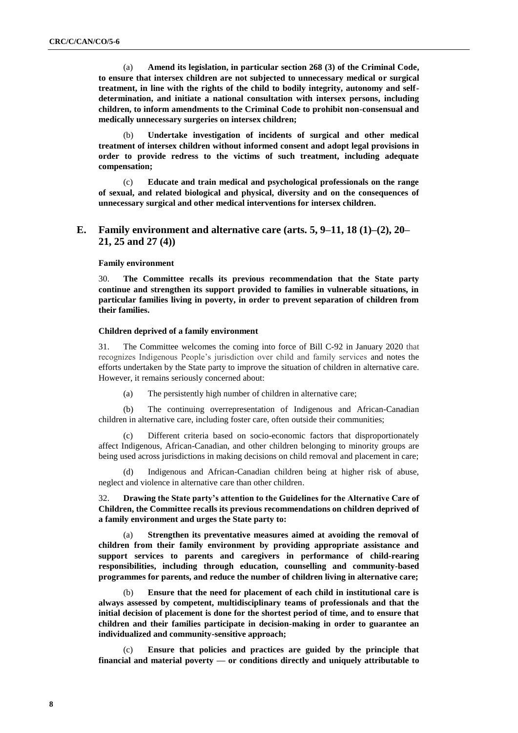(a) **Amend its legislation, in particular section 268 (3) of the Criminal Code, to ensure that intersex children are not subjected to unnecessary medical or surgical treatment, in line with the rights of the child to bodily integrity, autonomy and self-determination, and initiate a national consultation with intersex persons, including children, to inform amendments to the Criminal Code to prohibit non-consensual and medically unnecessary surgeries on intersex children;**

(b) **Undertake investigation of incidents of surgical and other medical treatment of intersex children without informed consent and adopt legal provisions in order to provide redress to the victims of such treatment, including adequate compensation;**

(c) **Educate and train medical and psychological professionals on the range of sexual, and related biological and physical, diversity and on the consequences of unnecessary surgical and other medical interventions for intersex children.**

## E. Family environment and alternative care (arts. 5, 9–11, 18 (1)–(2), 20–21, 25 and 27 (4))

### Family environment

30. **The Committee recalls its previous recommendation that the State party continue and strengthen its support provided to families in vulnerable situations, in particular families living in poverty, in order to prevent separation of children from their families.**

### Children deprived of a family environment

31. The Committee welcomes the coming into force of Bill C-92 in January 2020 that recognizes Indigenous People's jurisdiction over child and family services and notes the efforts undertaken by the State party to improve the situation of children in alternative care. However, it remains seriously concerned about:

(a) The persistently high number of children in alternative care;

(b) The continuing overrepresentation of Indigenous and African-Canadian children in alternative care, including foster care, often outside their communities;

(c) Different criteria based on socio-economic factors that disproportionately affect Indigenous, African-Canadian, and other children belonging to minority groups are being used across jurisdictions in making decisions on child removal and placement in care;

(d) Indigenous and African-Canadian children being at higher risk of abuse, neglect and violence in alternative care than other children.

32. **Drawing the State party's attention to the Guidelines for the Alternative Care of Children, the Committee recalls its previous recommendations on children deprived of a family environment and urges the State party to:**

(a) **Strengthen its preventative measures aimed at avoiding the removal of children from their family environment by providing appropriate assistance and support services to parents and caregivers in performance of child-rearing responsibilities, including through education, counselling and community-based programmes for parents, and reduce the number of children living in alternative care;**

(b) **Ensure that the need for placement of each child in institutional care is always assessed by competent, multidisciplinary teams of professionals and that the initial decision of placement is done for the shortest period of time, and to ensure that children and their families participate in decision-making in order to guarantee an individualized and community-sensitive approach;**

(c) **Ensure that policies and practices are guided by the principle that financial and material poverty — or conditions directly and uniquely attributable to**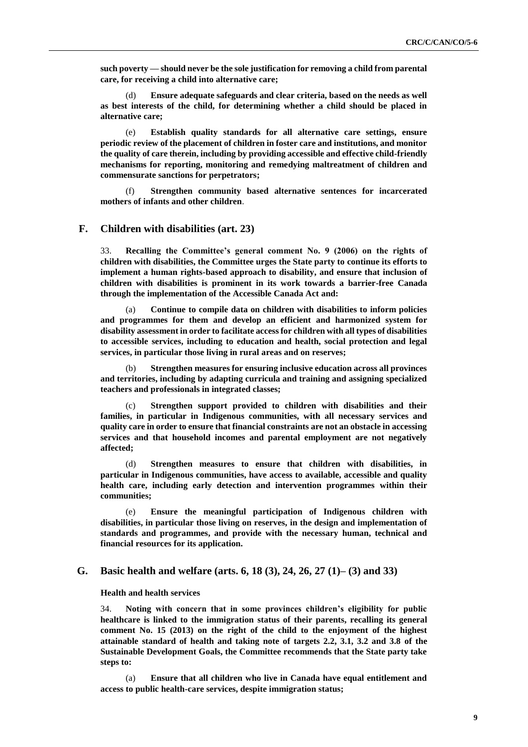**such poverty — should never be the sole justification for removing a child from parental care, for receiving a child into alternative care;**

(d) **Ensure adequate safeguards and clear criteria, based on the needs as well as best interests of the child, for determining whether a child should be placed in alternative care;**

(e) **Establish quality standards for all alternative care settings, ensure periodic review of the placement of children in foster care and institutions, and monitor the quality of care therein, including by providing accessible and effective child-friendly mechanisms for reporting, monitoring and remedying maltreatment of children and commensurate sanctions for perpetrators;**

(f) **Strengthen community based alternative sentences for incarcerated mothers of infants and other children**.

## F. Children with disabilities (art. 23)

33. **Recalling the Committee's general comment No. 9 (2006) on the rights of children with disabilities, the Committee urges the State party to continue its efforts to implement a human rights-based approach to disability, and ensure that inclusion of children with disabilities is prominent in its work towards a barrier-free Canada through the implementation of the Accessible Canada Act and:**

(a) **Continue to compile data on children with disabilities to inform policies and programmes for them and develop an efficient and harmonized system for disability assessment in order to facilitate access for children with all types of disabilities to accessible services, including to education and health, social protection and legal services, in particular those living in rural areas and on reserves;**

(b) **Strengthen measures for ensuring inclusive education across all provinces and territories, including by adapting curricula and training and assigning specialized teachers and professionals in integrated classes;**

(c) **Strengthen support provided to children with disabilities and their families, in particular in Indigenous communities, with all necessary services and quality care in order to ensure that financial constraints are not an obstacle in accessing services and that household incomes and parental employment are not negatively affected;**

(d) **Strengthen measures to ensure that children with disabilities, in particular in Indigenous communities, have access to available, accessible and quality health care, including early detection and intervention programmes within their communities;**

(e) **Ensure the meaningful participation of Indigenous children with disabilities, in particular those living on reserves, in the design and implementation of standards and programmes, and provide with the necessary human, technical and financial resources for its application.**

## G. Basic health and welfare (arts. 6, 18 (3), 24, 26, 27 (1)– (3) and 33)

### Health and health services

34. **Noting with concern that in some provinces children's eligibility for public healthcare is linked to the immigration status of their parents, recalling its general comment No. 15 (2013) on the right of the child to the enjoyment of the highest attainable standard of health and taking note of targets 2.2, 3.1, 3.2 and 3.8 of the Sustainable Development Goals, the Committee recommends that the State party take steps to:**

(a) **Ensure that all children who live in Canada have equal entitlement and access to public health-care services, despite immigration status;**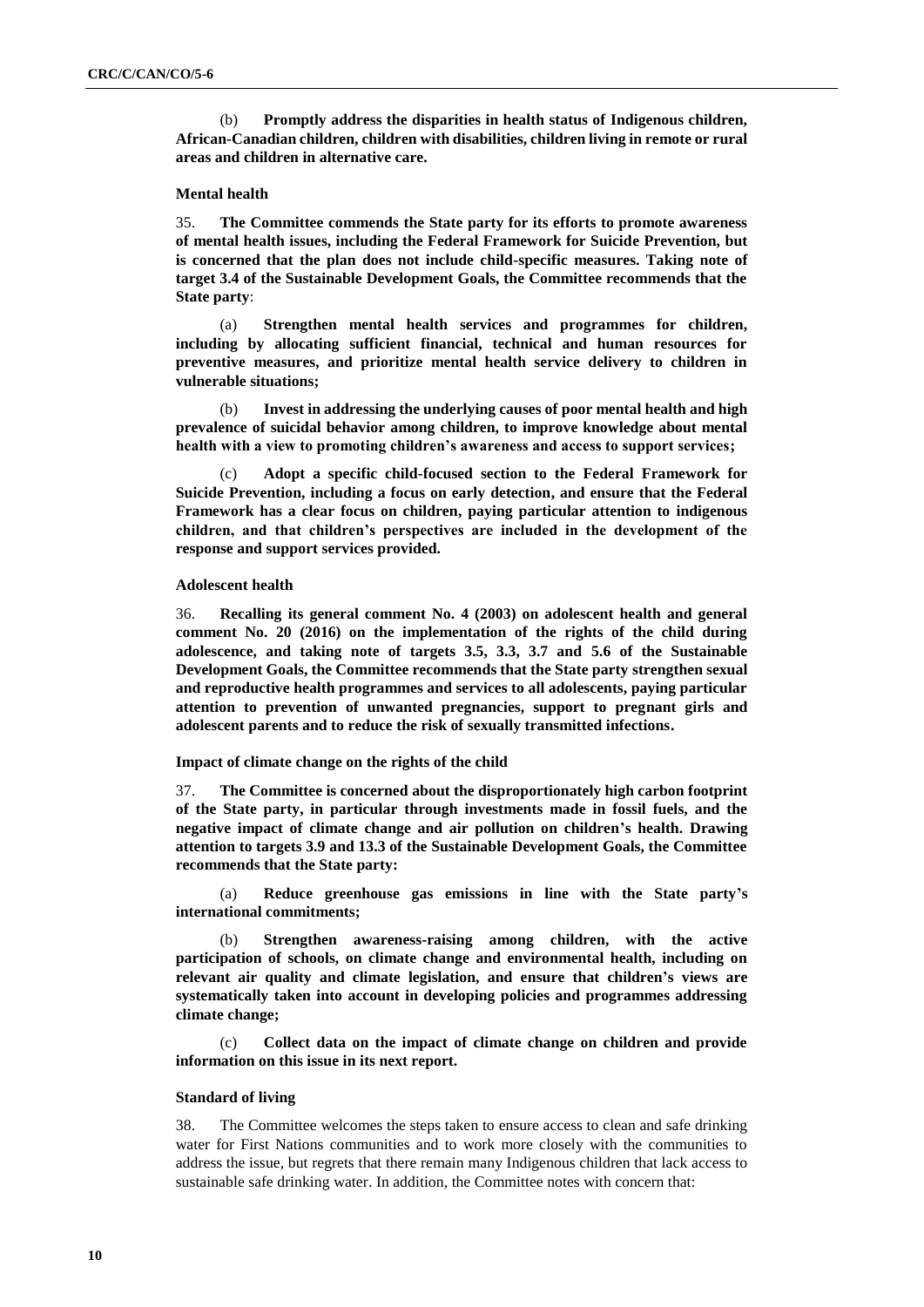(b) **Promptly address the disparities in health status of Indigenous children, African-Canadian children, children with disabilities, children living in remote or rural areas and children in alternative care.**

**Mental health**

35. **The Committee commends the State party for its efforts to promote awareness of mental health issues, including the Federal Framework for Suicide Prevention, but is concerned that the plan does not include child-specific measures. Taking note of target 3.4 of the Sustainable Development Goals, the Committee recommends that the State party**:

(a) **Strengthen mental health services and programmes for children, including by allocating sufficient financial, technical and human resources for preventive measures, and prioritize mental health service delivery to children in vulnerable situations;**

(b) **Invest in addressing the underlying causes of poor mental health and high prevalence of suicidal behavior among children, to improve knowledge about mental health with a view to promoting children's awareness and access to support services;**

(c) **Adopt a specific child-focused section to the Federal Framework for Suicide Prevention, including a focus on early detection, and ensure that the Federal Framework has a clear focus on children, paying particular attention to indigenous children, and that children's perspectives are included in the development of the response and support services provided.**

**Adolescent health**

36. **Recalling its general comment No. 4 (2003) on adolescent health and general comment No. 20 (2016) on the implementation of the rights of the child during adolescence, and taking note of targets 3.5, 3.3, 3.7 and 5.6 of the Sustainable Development Goals, the Committee recommends that the State party strengthen sexual and reproductive health programmes and services to all adolescents, paying particular attention to prevention of unwanted pregnancies, support to pregnant girls and adolescent parents and to reduce the risk of sexually transmitted infections.**

**Impact of climate change on the rights of the child**

37. **The Committee is concerned about the disproportionately high carbon footprint of the State party, in particular through investments made in fossil fuels, and the negative impact of climate change and air pollution on children's health. Drawing attention to targets 3.9 and 13.3 of the Sustainable Development Goals, the Committee recommends that the State party:**

(a) **Reduce greenhouse gas emissions in line with the State party's international commitments;**

(b) **Strengthen awareness-raising among children, with the active participation of schools, on climate change and environmental health, including on relevant air quality and climate legislation, and ensure that children's views are systematically taken into account in developing policies and programmes addressing climate change;**

(c) **Collect data on the impact of climate change on children and provide information on this issue in its next report.**

**Standard of living**

38. The Committee welcomes the steps taken to ensure access to clean and safe drinking water for First Nations communities and to work more closely with the communities to address the issue, but regrets that there remain many Indigenous children that lack access to sustainable safe drinking water. In addition, the Committee notes with concern that: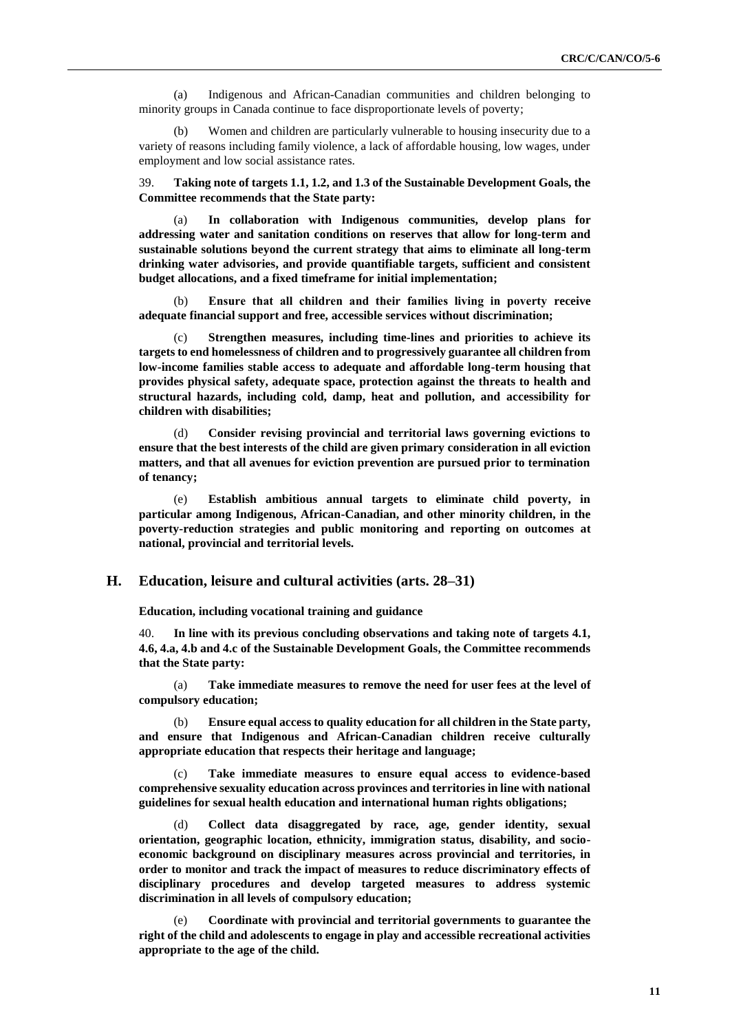(a) Indigenous and African-Canadian communities and children belonging to minority groups in Canada continue to face disproportionate levels of poverty;

(b) Women and children are particularly vulnerable to housing insecurity due to a variety of reasons including family violence, a lack of affordable housing, low wages, under employment and low social assistance rates.

39. **Taking note of targets 1.1, 1.2, and 1.3 of the Sustainable Development Goals, the Committee recommends that the State party:**

(a) **In collaboration with Indigenous communities, develop plans for addressing water and sanitation conditions on reserves that allow for long-term and sustainable solutions beyond the current strategy that aims to eliminate all long-term drinking water advisories, and provide quantifiable targets, sufficient and consistent budget allocations, and a fixed timeframe for initial implementation;**

(b) **Ensure that all children and their families living in poverty receive adequate financial support and free, accessible services without discrimination;**

(c) **Strengthen measures, including time-lines and priorities to achieve its targets to end homelessness of children and to progressively guarantee all children from low-income families stable access to adequate and affordable long-term housing that provides physical safety, adequate space, protection against the threats to health and structural hazards, including cold, damp, heat and pollution, and accessibility for children with disabilities;**

(d) **Consider revising provincial and territorial laws governing evictions to ensure that the best interests of the child are given primary consideration in all eviction matters, and that all avenues for eviction prevention are pursued prior to termination of tenancy;**

(e) **Establish ambitious annual targets to eliminate child poverty, in particular among Indigenous, African-Canadian, and other minority children, in the poverty-reduction strategies and public monitoring and reporting on outcomes at national, provincial and territorial levels.**

## H. Education, leisure and cultural activities (arts. 28–31)

**Education, including vocational training and guidance**

40. **In line with its previous concluding observations and taking note of targets 4.1, 4.6, 4.a, 4.b and 4.c of the Sustainable Development Goals, the Committee recommends that the State party:**

(a) **Take immediate measures to remove the need for user fees at the level of compulsory education;**

(b) **Ensure equal access to quality education for all children in the State party, and ensure that Indigenous and African-Canadian children receive culturally appropriate education that respects their heritage and language;**

(c) **Take immediate measures to ensure equal access to evidence-based comprehensive sexuality education across provinces and territories in line with national guidelines for sexual health education and international human rights obligations;**

(d) **Collect data disaggregated by race, age, gender identity, sexual orientation, geographic location, ethnicity, immigration status, disability, and socio-economic background on disciplinary measures across provincial and territories, in order to monitor and track the impact of measures to reduce discriminatory effects of disciplinary procedures and develop targeted measures to address systemic discrimination in all levels of compulsory education;**

(e) **Coordinate with provincial and territorial governments to guarantee the right of the child and adolescents to engage in play and accessible recreational activities appropriate to the age of the child.**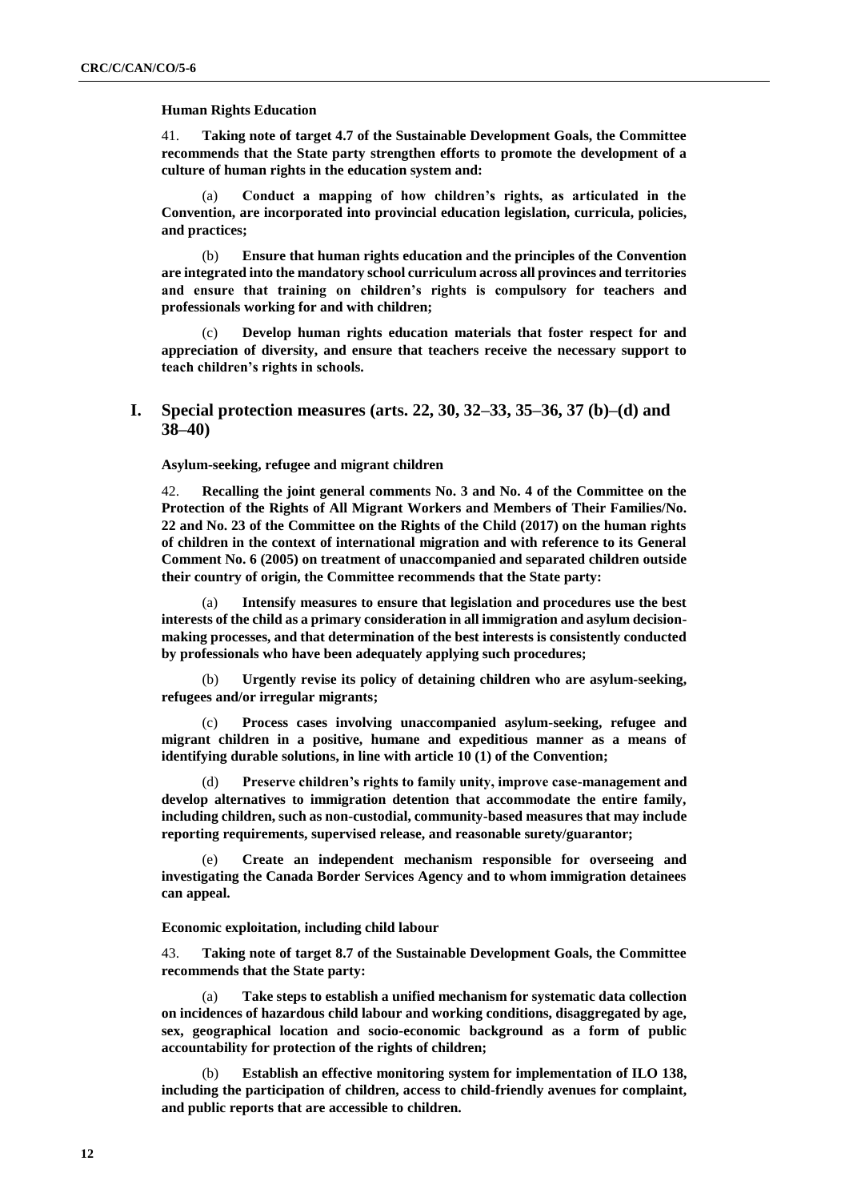**Human Rights Education**

41. **Taking note of target 4.7 of the Sustainable Development Goals, the Committee recommends that the State party strengthen efforts to promote the development of a culture of human rights in the education system and:**

(a) **Conduct a mapping of how children's rights, as articulated in the Convention, are incorporated into provincial education legislation, curricula, policies, and practices;**

(b) **Ensure that human rights education and the principles of the Convention are integrated into the mandatory school curriculum across all provinces and territories and ensure that training on children's rights is compulsory for teachers and professionals working for and with children;**

(c) **Develop human rights education materials that foster respect for and appreciation of diversity, and ensure that teachers receive the necessary support to teach children's rights in schools.**

## I. Special protection measures (arts. 22, 30, 32–33, 35–36, 37 (b)–(d) and 38–40)

**Asylum-seeking, refugee and migrant children**

42. **Recalling the joint general comments No. 3 and No. 4 of the Committee on the Protection of the Rights of All Migrant Workers and Members of Their Families/No. 22 and No. 23 of the Committee on the Rights of the Child (2017) on the human rights of children in the context of international migration and with reference to its General Comment No. 6 (2005) on treatment of unaccompanied and separated children outside their country of origin, the Committee recommends that the State party:**

(a) **Intensify measures to ensure that legislation and procedures use the best interests of the child as a primary consideration in all immigration and asylum decision-making processes, and that determination of the best interests is consistently conducted by professionals who have been adequately applying such procedures;**

(b) **Urgently revise its policy of detaining children who are asylum-seeking, refugees and/or irregular migrants;**

(c) **Process cases involving unaccompanied asylum-seeking, refugee and migrant children in a positive, humane and expeditious manner as a means of identifying durable solutions, in line with article 10 (1) of the Convention;**

(d) **Preserve children's rights to family unity, improve case-management and develop alternatives to immigration detention that accommodate the entire family, including children, such as non-custodial, community-based measures that may include reporting requirements, supervised release, and reasonable surety/guarantor;**

(e) **Create an independent mechanism responsible for overseeing and investigating the Canada Border Services Agency and to whom immigration detainees can appeal.**

**Economic exploitation, including child labour**

43. **Taking note of target 8.7 of the Sustainable Development Goals, the Committee recommends that the State party:**

(a) **Take steps to establish a unified mechanism for systematic data collection on incidences of hazardous child labour and working conditions, disaggregated by age, sex, geographical location and socio-economic background as a form of public accountability for protection of the rights of children;**

(b) **Establish an effective monitoring system for implementation of ILO 138, including the participation of children, access to child-friendly avenues for complaint, and public reports that are accessible to children.**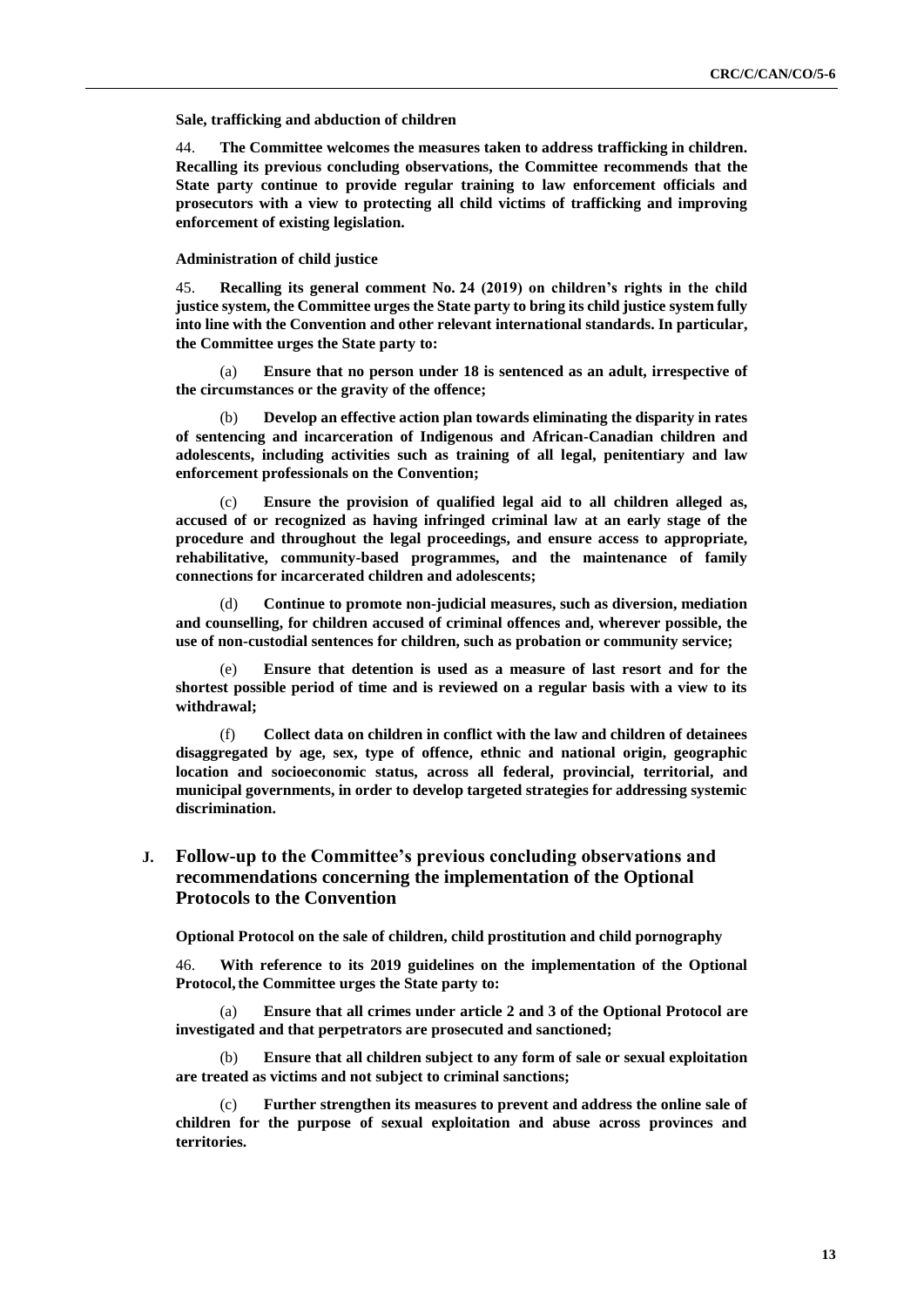**Sale, trafficking and abduction of children**

44. **The Committee welcomes the measures taken to address trafficking in children. Recalling its previous concluding observations, the Committee recommends that the State party continue to provide regular training to law enforcement officials and prosecutors with a view to protecting all child victims of trafficking and improving enforcement of existing legislation.**

**Administration of child justice**

45. **Recalling its general comment No. 24 (2019) on children's rights in the child justice system, the Committee urges the State party to bring its child justice system fully into line with the Convention and other relevant international standards. In particular, the Committee urges the State party to:**

(a) **Ensure that no person under 18 is sentenced as an adult, irrespective of the circumstances or the gravity of the offence;**

(b) **Develop an effective action plan towards eliminating the disparity in rates of sentencing and incarceration of Indigenous and African-Canadian children and adolescents, including activities such as training of all legal, penitentiary and law enforcement professionals on the Convention;**

(c) **Ensure the provision of qualified legal aid to all children alleged as, accused of or recognized as having infringed criminal law at an early stage of the procedure and throughout the legal proceedings, and ensure access to appropriate, rehabilitative, community-based programmes, and the maintenance of family connections for incarcerated children and adolescents;**

(d) **Continue to promote non-judicial measures, such as diversion, mediation and counselling, for children accused of criminal offences and, wherever possible, the use of non-custodial sentences for children, such as probation or community service;**

(e) **Ensure that detention is used as a measure of last resort and for the shortest possible period of time and is reviewed on a regular basis with a view to its withdrawal;**

(f) **Collect data on children in conflict with the law and children of detainees disaggregated by age, sex, type of offence, ethnic and national origin, geographic location and socioeconomic status, across all federal, provincial, territorial, and municipal governments, in order to develop targeted strategies for addressing systemic discrimination.**

## J. Follow-up to the Committee's previous concluding observations and recommendations concerning the implementation of the Optional Protocols to the Convention

**Optional Protocol on the sale of children, child prostitution and child pornography**

46. **With reference to its 2019 guidelines on the implementation of the Optional Protocol, the Committee urges the State party to:**

(a) **Ensure that all crimes under article 2 and 3 of the Optional Protocol are investigated and that perpetrators are prosecuted and sanctioned;**

(b) **Ensure that all children subject to any form of sale or sexual exploitation are treated as victims and not subject to criminal sanctions;**

(c) **Further strengthen its measures to prevent and address the online sale of children for the purpose of sexual exploitation and abuse across provinces and territories.**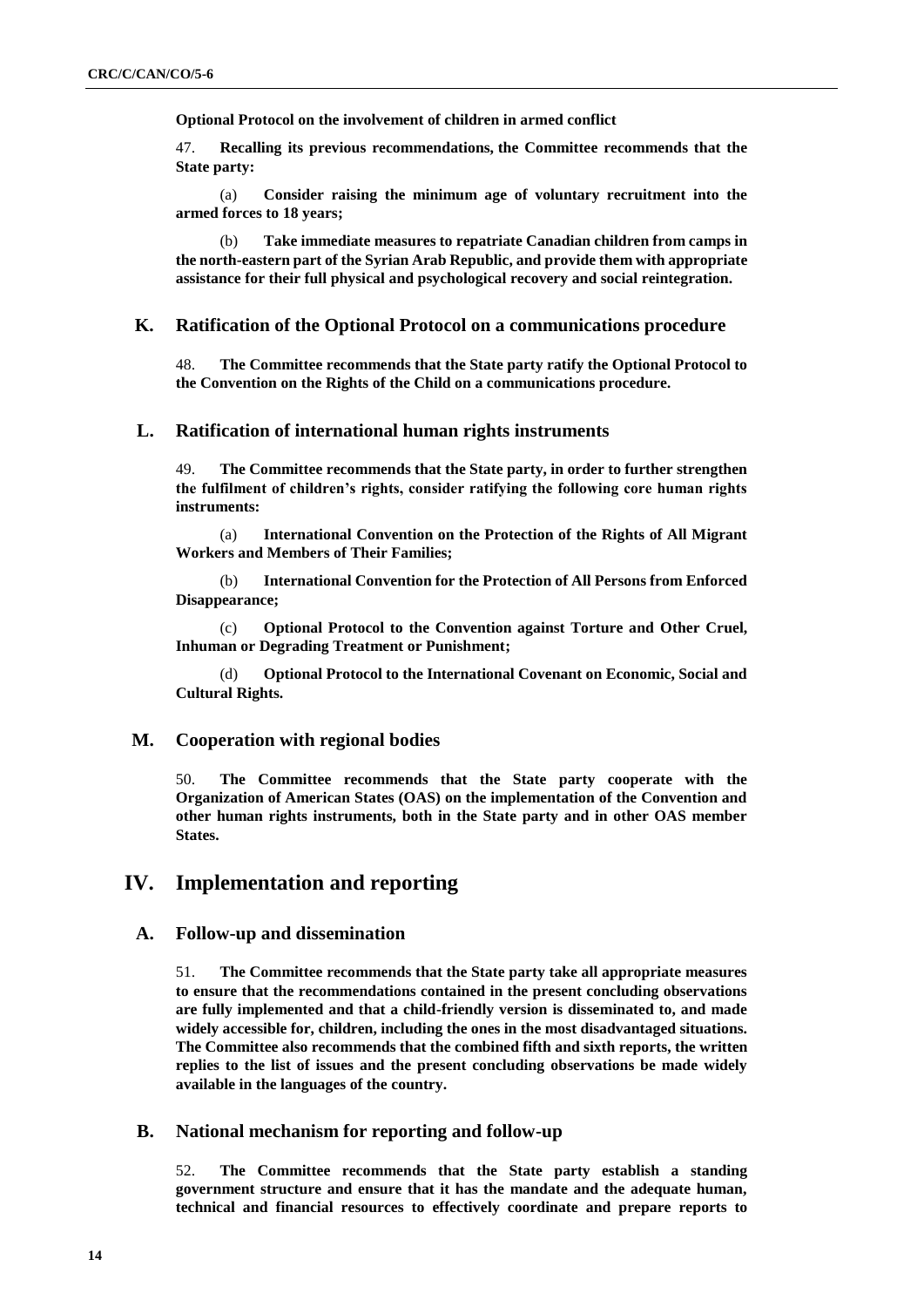**Optional Protocol on the involvement of children in armed conflict**

47. **Recalling its previous recommendations, the Committee recommends that the State party:**

(a) **Consider raising the minimum age of voluntary recruitment into the armed forces to 18 years;**

(b) **Take immediate measures to repatriate Canadian children from camps in the north-eastern part of the Syrian Arab Republic, and provide them with appropriate assistance for their full physical and psychological recovery and social reintegration.**

## K. Ratification of the Optional Protocol on a communications procedure

48. **The Committee recommends that the State party ratify the Optional Protocol to the Convention on the Rights of the Child on a communications procedure.**

## L. Ratification of international human rights instruments

49. **The Committee recommends that the State party, in order to further strengthen the fulfilment of children's rights, consider ratifying the following core human rights instruments:**

(a) **International Convention on the Protection of the Rights of All Migrant Workers and Members of Their Families;**

(b) **International Convention for the Protection of All Persons from Enforced Disappearance;**

(c) **Optional Protocol to the Convention against Torture and Other Cruel, Inhuman or Degrading Treatment or Punishment;**

(d) **Optional Protocol to the International Covenant on Economic, Social and Cultural Rights.**

## M. Cooperation with regional bodies

50. **The Committee recommends that the State party cooperate with the Organization of American States (OAS) on the implementation of the Convention and other human rights instruments, both in the State party and in other OAS member States.**

# IV. Implementation and reporting

## A. Follow-up and dissemination

51. **The Committee recommends that the State party take all appropriate measures to ensure that the recommendations contained in the present concluding observations are fully implemented and that a child-friendly version is disseminated to, and made widely accessible for, children, including the ones in the most disadvantaged situations. The Committee also recommends that the combined fifth and sixth reports, the written replies to the list of issues and the present concluding observations be made widely available in the languages of the country.**

## B. National mechanism for reporting and follow-up

52. **The Committee recommends that the State party establish a standing government structure and ensure that it has the mandate and the adequate human, technical and financial resources to effectively coordinate and prepare reports to**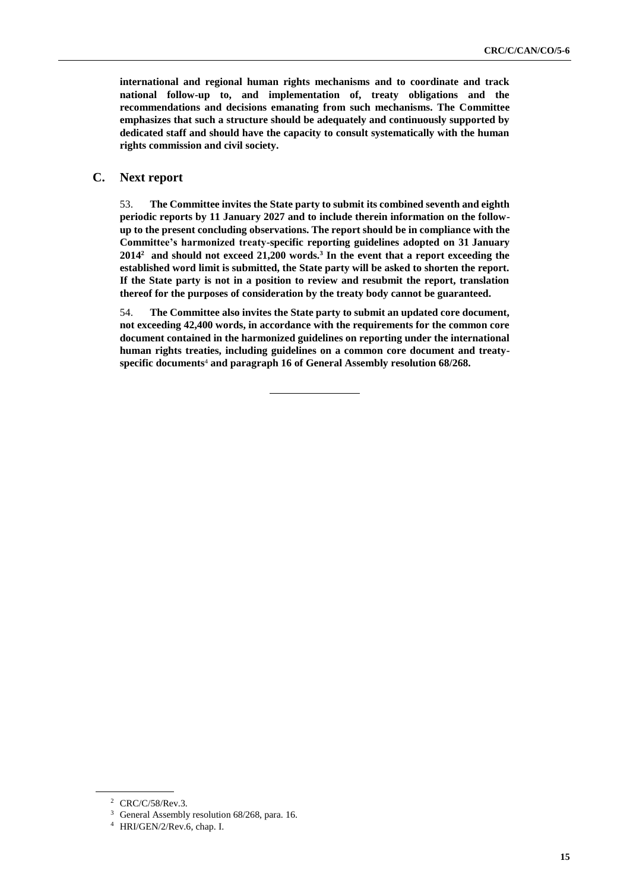**international and regional human rights mechanisms and to coordinate and track national follow-up to, and implementation of, treaty obligations and the recommendations and decisions emanating from such mechanisms. The Committee emphasizes that such a structure should be adequately and continuously supported by dedicated staff and should have the capacity to consult systematically with the human rights commission and civil society.**

## C. Next report

53. **The Committee invites the State party to submit its combined seventh and eighth periodic reports by 11 January 2027 and to include therein information on the follow-up to the present concluding observations. The report should be in compliance with the Committee's harmonized treaty-specific reporting guidelines adopted on 31 January 2014[2] and should not exceed 21,200 words.[3] In the event that a report exceeding the established word limit is submitted, the State party will be asked to shorten the report. If the State party is not in a position to review and resubmit the report, translation thereof for the purposes of consideration by the treaty body cannot be guaranteed.**

54. **The Committee also invites the State party to submit an updated core document, not exceeding 42,400 words, in accordance with the requirements for the common core document contained in the harmonized guidelines on reporting under the international human rights treaties, including guidelines on a common core document and treaty-specific documents[4] and paragraph 16 of General Assembly resolution 68/268.**

---

[2] CRC/C/58/Rev.3.

[3] General Assembly resolution 68/268, para. 16.

[4] HRI/GEN/2/Rev.6, chap. I.